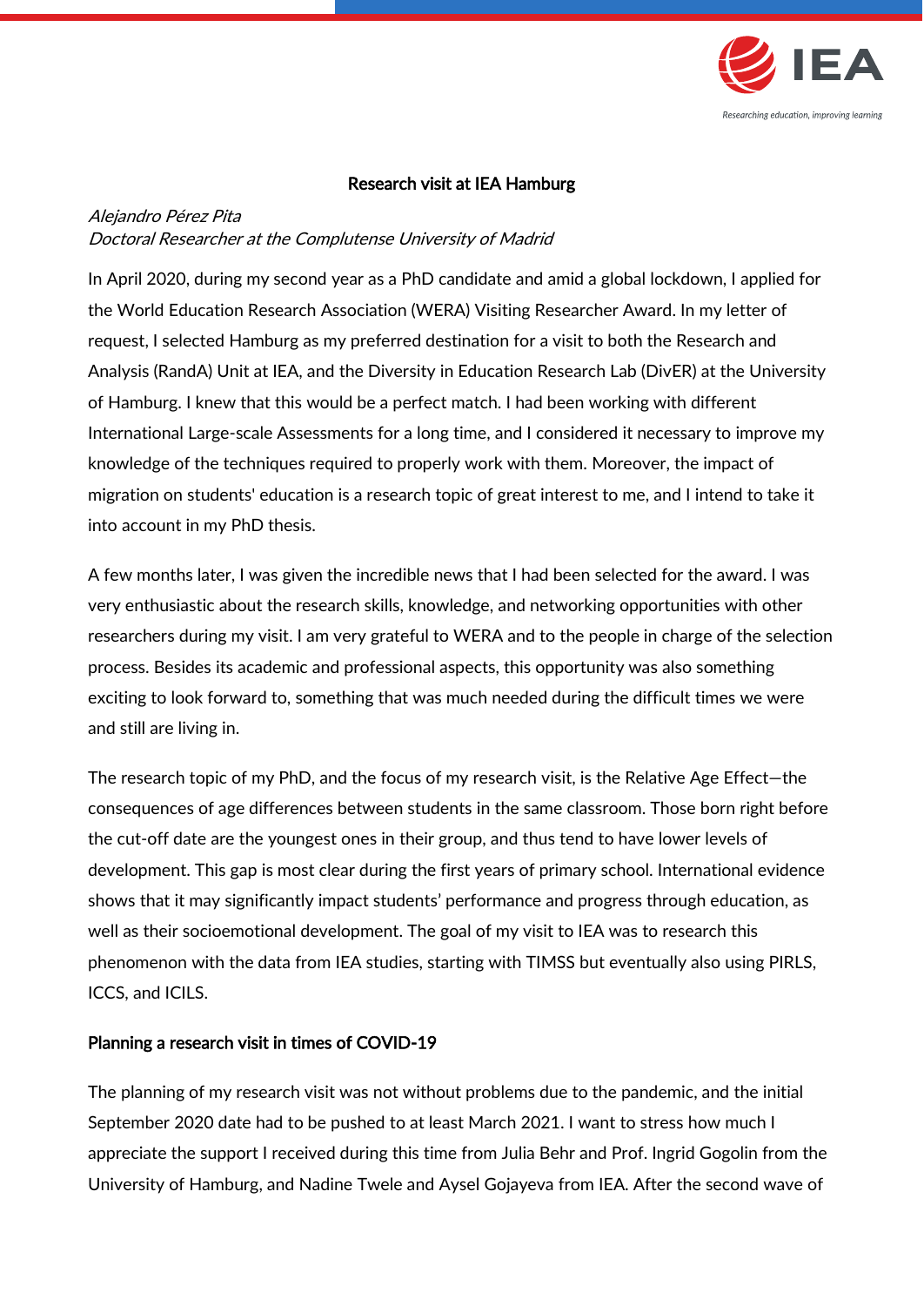# Research visit at IEA Hamburg

*Alejandro Pérez Pita*
*Doctoral Researcher at the Complutense University of Madrid*

In April 2020, during my second year as a PhD candidate and amid a global lockdown, I applied for the World Education Research Association (WERA) Visiting Researcher Award. In my letter of request, I selected Hamburg as my preferred destination for a visit to both the Research and Analysis (RandA) Unit at IEA, and the Diversity in Education Research Lab (DivER) at the University of Hamburg. I knew that this would be a perfect match. I had been working with different International Large-scale Assessments for a long time, and I considered it necessary to improve my knowledge of the techniques required to properly work with them. Moreover, the impact of migration on students' education is a research topic of great interest to me, and I intend to take it into account in my PhD thesis.

A few months later, I was given the incredible news that I had been selected for the award. I was very enthusiastic about the research skills, knowledge, and networking opportunities with other researchers during my visit. I am very grateful to WERA and to the people in charge of the selection process. Besides its academic and professional aspects, this opportunity was also something exciting to look forward to, something that was much needed during the difficult times we were and still are living in.

The research topic of my PhD, and the focus of my research visit, is the Relative Age Effect—the consequences of age differences between students in the same classroom. Those born right before the cut-off date are the youngest ones in their group, and thus tend to have lower levels of development. This gap is most clear during the first years of primary school. International evidence shows that it may significantly impact students' performance and progress through education, as well as their socioemotional development. The goal of my visit to IEA was to research this phenomenon with the data from IEA studies, starting with TIMSS but eventually also using PIRLS, ICCS, and ICILS.

## Planning a research visit in times of COVID-19

The planning of my research visit was not without problems due to the pandemic, and the initial September 2020 date had to be pushed to at least March 2021. I want to stress how much I appreciate the support I received during this time from Julia Behr and Prof. Ingrid Gogolin from the University of Hamburg, and Nadine Twele and Aysel Gojayeva from IEA. After the second wave of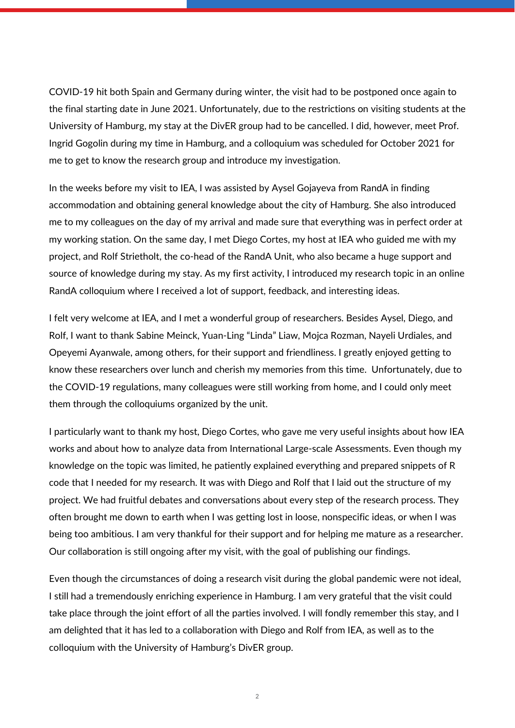COVID-19 hit both Spain and Germany during winter, the visit had to be postponed once again to the final starting date in June 2021. Unfortunately, due to the restrictions on visiting students at the University of Hamburg, my stay at the DivER group had to be cancelled. I did, however, meet Prof. Ingrid Gogolin during my time in Hamburg, and a colloquium was scheduled for October 2021 for me to get to know the research group and introduce my investigation.

In the weeks before my visit to IEA, I was assisted by Aysel Gojayeva from RandA in finding accommodation and obtaining general knowledge about the city of Hamburg. She also introduced me to my colleagues on the day of my arrival and made sure that everything was in perfect order at my working station. On the same day, I met Diego Cortes, my host at IEA who guided me with my project, and Rolf Strietholt, the co-head of the RandA Unit, who also became a huge support and source of knowledge during my stay. As my first activity, I introduced my research topic in an online RandA colloquium where I received a lot of support, feedback, and interesting ideas.

I felt very welcome at IEA, and I met a wonderful group of researchers. Besides Aysel, Diego, and Rolf, I want to thank Sabine Meinck, Yuan-Ling "Linda" Liaw, Mojca Rozman, Nayeli Urdiales, and Opeyemi Ayanwale, among others, for their support and friendliness. I greatly enjoyed getting to know these researchers over lunch and cherish my memories from this time. Unfortunately, due to the COVID-19 regulations, many colleagues were still working from home, and I could only meet them through the colloquiums organized by the unit.

I particularly want to thank my host, Diego Cortes, who gave me very useful insights about how IEA works and about how to analyze data from International Large-scale Assessments. Even though my knowledge on the topic was limited, he patiently explained everything and prepared snippets of R code that I needed for my research. It was with Diego and Rolf that I laid out the structure of my project. We had fruitful debates and conversations about every step of the research process. They often brought me down to earth when I was getting lost in loose, nonspecific ideas, or when I was being too ambitious. I am very thankful for their support and for helping me mature as a researcher. Our collaboration is still ongoing after my visit, with the goal of publishing our findings.

Even though the circumstances of doing a research visit during the global pandemic were not ideal, I still had a tremendously enriching experience in Hamburg. I am very grateful that the visit could take place through the joint effort of all the parties involved. I will fondly remember this stay, and I am delighted that it has led to a collaboration with Diego and Rolf from IEA, as well as to the colloquium with the University of Hamburg's DivER group.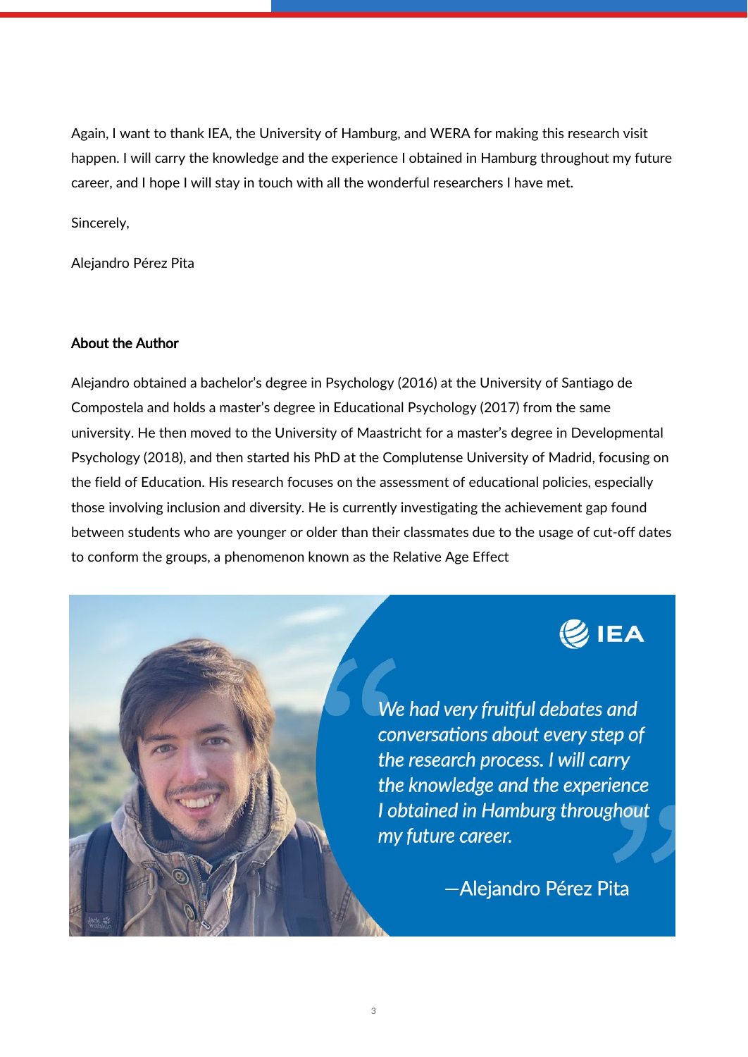Again, I want to thank IEA, the University of Hamburg, and WERA for making this research visit happen. I will carry the knowledge and the experience I obtained in Hamburg throughout my future career, and I hope I will stay in touch with all the wonderful researchers I have met.

Sincerely,

Alejandro Pérez Pita

**About the Author**

Alejandro obtained a bachelor's degree in Psychology (2016) at the University of Santiago de Compostela and holds a master's degree in Educational Psychology (2017) from the same university. He then moved to the University of Maastricht for a master's degree in Developmental Psychology (2018), and then started his PhD at the Complutense University of Madrid, focusing on the field of Education. His research focuses on the assessment of educational policies, especially those involving inclusion and diversity. He is currently investigating the achievement gap found between students who are younger or older than their classmates due to the usage of cut-off dates to conform the groups, a phenomenon known as the Relative Age Effect

IEA

*We had very fruitful debates and conversations about every step of the research process. I will carry the knowledge and the experience I obtained in Hamburg throughout my future career.*

—Alejandro Pérez Pita